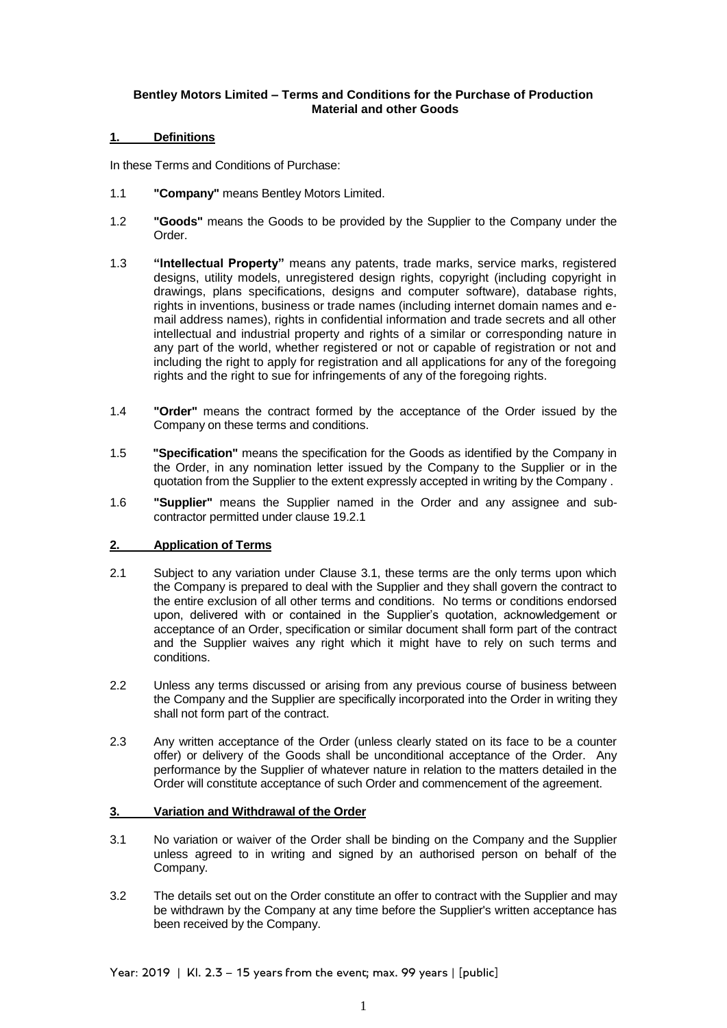**Bentley Motors Limited – Terms and Conditions for the Purchase of Production Material and other Goods**

## 1. Definitions

In these Terms and Conditions of Purchase:

1.1 **"Company"** means Bentley Motors Limited.

1.2 **"Goods"** means the Goods to be provided by the Supplier to the Company under the Order.

1.3 **"Intellectual Property"** means any patents, trade marks, service marks, registered designs, utility models, unregistered design rights, copyright (including copyright in drawings, plans specifications, designs and computer software), database rights, rights in inventions, business or trade names (including internet domain names and e-mail address names), rights in confidential information and trade secrets and all other intellectual and industrial property and rights of a similar or corresponding nature in any part of the world, whether registered or not or capable of registration or not and including the right to apply for registration and all applications for any of the foregoing rights and the right to sue for infringements of any of the foregoing rights.

1.4 **"Order"** means the contract formed by the acceptance of the Order issued by the Company on these terms and conditions.

1.5 **"Specification"** means the specification for the Goods as identified by the Company in the Order, in any nomination letter issued by the Company to the Supplier or in the quotation from the Supplier to the extent expressly accepted in writing by the Company .

1.6 **"Supplier"** means the Supplier named in the Order and any assignee and sub-contractor permitted under clause 19.2.1

## 2. Application of Terms

2.1 Subject to any variation under Clause 3.1, these terms are the only terms upon which the Company is prepared to deal with the Supplier and they shall govern the contract to the entire exclusion of all other terms and conditions. No terms or conditions endorsed upon, delivered with or contained in the Supplier's quotation, acknowledgement or acceptance of an Order, specification or similar document shall form part of the contract and the Supplier waives any right which it might have to rely on such terms and conditions.

2.2 Unless any terms discussed or arising from any previous course of business between the Company and the Supplier are specifically incorporated into the Order in writing they shall not form part of the contract.

2.3 Any written acceptance of the Order (unless clearly stated on its face to be a counter offer) or delivery of the Goods shall be unconditional acceptance of the Order. Any performance by the Supplier of whatever nature in relation to the matters detailed in the Order will constitute acceptance of such Order and commencement of the agreement.

## 3. Variation and Withdrawal of the Order

3.1 No variation or waiver of the Order shall be binding on the Company and the Supplier unless agreed to in writing and signed by an authorised person on behalf of the Company.

3.2 The details set out on the Order constitute an offer to contract with the Supplier and may be withdrawn by the Company at any time before the Supplier's written acceptance has been received by the Company.

Year: 2019 | Kl. 2.3 – 15 years from the event; max. 99 years | [public]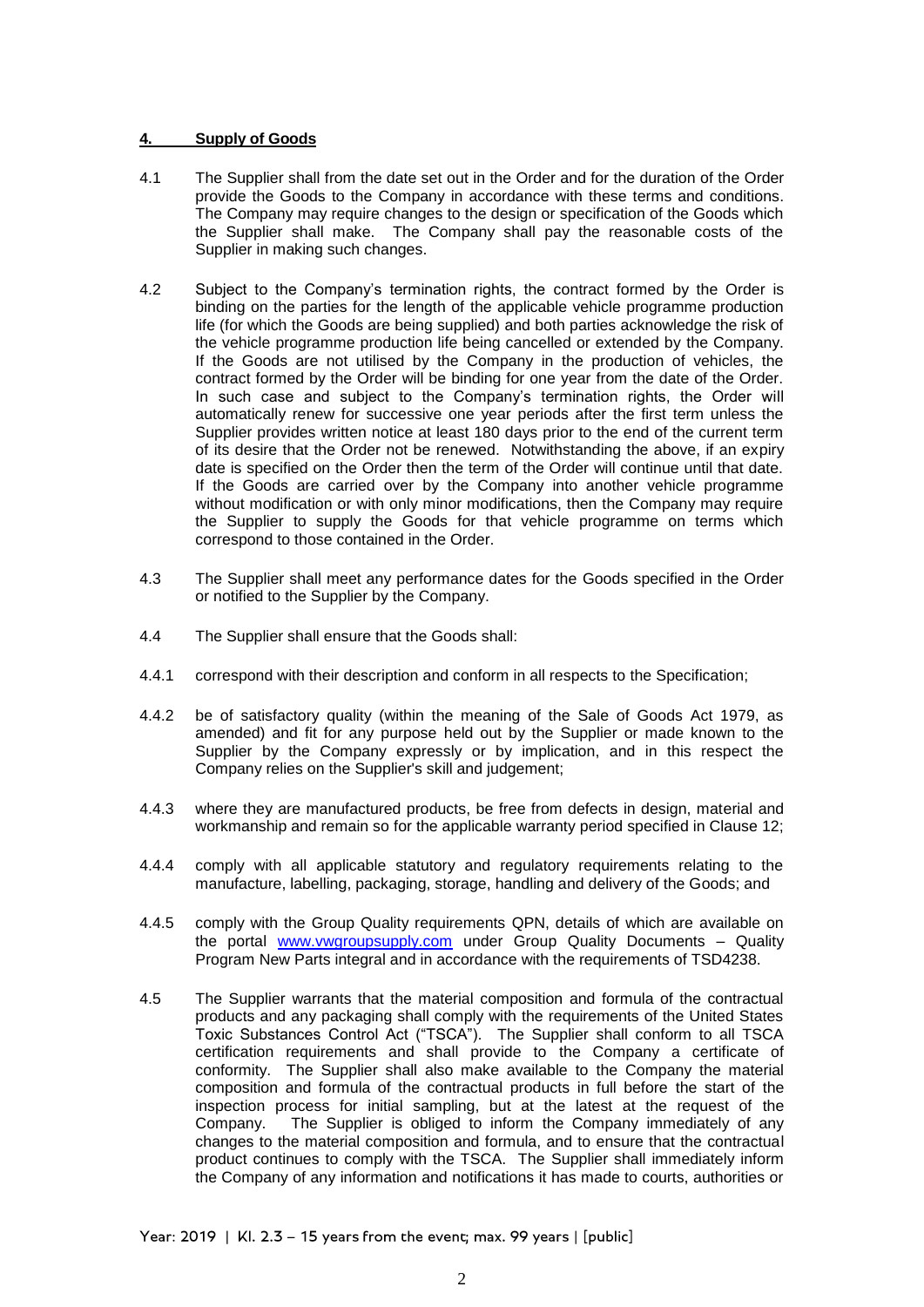## 4. Supply of Goods

4.1 The Supplier shall from the date set out in the Order and for the duration of the Order provide the Goods to the Company in accordance with these terms and conditions. The Company may require changes to the design or specification of the Goods which the Supplier shall make. The Company shall pay the reasonable costs of the Supplier in making such changes.

4.2 Subject to the Company's termination rights, the contract formed by the Order is binding on the parties for the length of the applicable vehicle programme production life (for which the Goods are being supplied) and both parties acknowledge the risk of the vehicle programme production life being cancelled or extended by the Company. If the Goods are not utilised by the Company in the production of vehicles, the contract formed by the Order will be binding for one year from the date of the Order. In such case and subject to the Company's termination rights, the Order will automatically renew for successive one year periods after the first term unless the Supplier provides written notice at least 180 days prior to the end of the current term of its desire that the Order not be renewed. Notwithstanding the above, if an expiry date is specified on the Order then the term of the Order will continue until that date. If the Goods are carried over by the Company into another vehicle programme without modification or with only minor modifications, then the Company may require the Supplier to supply the Goods for that vehicle programme on terms which correspond to those contained in the Order.

4.3 The Supplier shall meet any performance dates for the Goods specified in the Order or notified to the Supplier by the Company.

4.4 The Supplier shall ensure that the Goods shall:

4.4.1 correspond with their description and conform in all respects to the Specification;

4.4.2 be of satisfactory quality (within the meaning of the Sale of Goods Act 1979, as amended) and fit for any purpose held out by the Supplier or made known to the Supplier by the Company expressly or by implication, and in this respect the Company relies on the Supplier's skill and judgement;

4.4.3 where they are manufactured products, be free from defects in design, material and workmanship and remain so for the applicable warranty period specified in Clause 12;

4.4.4 comply with all applicable statutory and regulatory requirements relating to the manufacture, labelling, packaging, storage, handling and delivery of the Goods; and

4.4.5 comply with the Group Quality requirements QPN, details of which are available on the portal www.vwgroupsupply.com under Group Quality Documents – Quality Program New Parts integral and in accordance with the requirements of TSD4238.

4.5 The Supplier warrants that the material composition and formula of the contractual products and any packaging shall comply with the requirements of the United States Toxic Substances Control Act ("TSCA"). The Supplier shall conform to all TSCA certification requirements and shall provide to the Company a certificate of conformity. The Supplier shall also make available to the Company the material composition and formula of the contractual products in full before the start of the inspection process for initial sampling, but at the latest at the request of the Company. The Supplier is obliged to inform the Company immediately of any changes to the material composition and formula, and to ensure that the contractual product continues to comply with the TSCA. The Supplier shall immediately inform the Company of any information and notifications it has made to courts, authorities or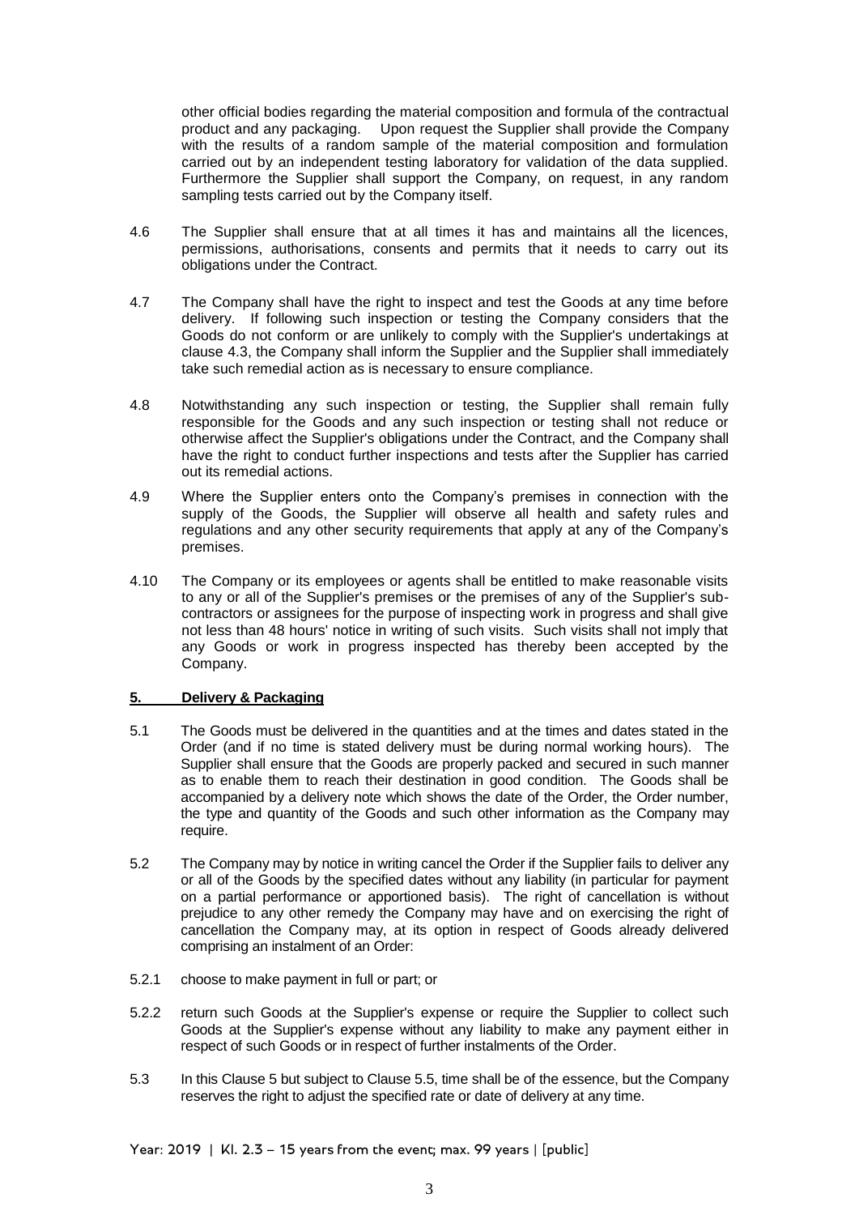other official bodies regarding the material composition and formula of the contractual product and any packaging. Upon request the Supplier shall provide the Company with the results of a random sample of the material composition and formulation carried out by an independent testing laboratory for validation of the data supplied. Furthermore the Supplier shall support the Company, on request, in any random sampling tests carried out by the Company itself.

4.6 The Supplier shall ensure that at all times it has and maintains all the licences, permissions, authorisations, consents and permits that it needs to carry out its obligations under the Contract.

4.7 The Company shall have the right to inspect and test the Goods at any time before delivery. If following such inspection or testing the Company considers that the Goods do not conform or are unlikely to comply with the Supplier's undertakings at clause 4.3, the Company shall inform the Supplier and the Supplier shall immediately take such remedial action as is necessary to ensure compliance.

4.8 Notwithstanding any such inspection or testing, the Supplier shall remain fully responsible for the Goods and any such inspection or testing shall not reduce or otherwise affect the Supplier's obligations under the Contract, and the Company shall have the right to conduct further inspections and tests after the Supplier has carried out its remedial actions.

4.9 Where the Supplier enters onto the Company's premises in connection with the supply of the Goods, the Supplier will observe all health and safety rules and regulations and any other security requirements that apply at any of the Company's premises.

4.10 The Company or its employees or agents shall be entitled to make reasonable visits to any or all of the Supplier's premises or the premises of any of the Supplier's sub-contractors or assignees for the purpose of inspecting work in progress and shall give not less than 48 hours' notice in writing of such visits. Such visits shall not imply that any Goods or work in progress inspected has thereby been accepted by the Company.

## 5. Delivery & Packaging

5.1 The Goods must be delivered in the quantities and at the times and dates stated in the Order (and if no time is stated delivery must be during normal working hours). The Supplier shall ensure that the Goods are properly packed and secured in such manner as to enable them to reach their destination in good condition. The Goods shall be accompanied by a delivery note which shows the date of the Order, the Order number, the type and quantity of the Goods and such other information as the Company may require.

5.2 The Company may by notice in writing cancel the Order if the Supplier fails to deliver any or all of the Goods by the specified dates without any liability (in particular for payment on a partial performance or apportioned basis). The right of cancellation is without prejudice to any other remedy the Company may have and on exercising the right of cancellation the Company may, at its option in respect of Goods already delivered comprising an instalment of an Order:

5.2.1 choose to make payment in full or part; or

5.2.2 return such Goods at the Supplier's expense or require the Supplier to collect such Goods at the Supplier's expense without any liability to make any payment either in respect of such Goods or in respect of further instalments of the Order.

5.3 In this Clause 5 but subject to Clause 5.5, time shall be of the essence, but the Company reserves the right to adjust the specified rate or date of delivery at any time.

Year: 2019 | Kl. 2.3 – 15 years from the event; max. 99 years | [public]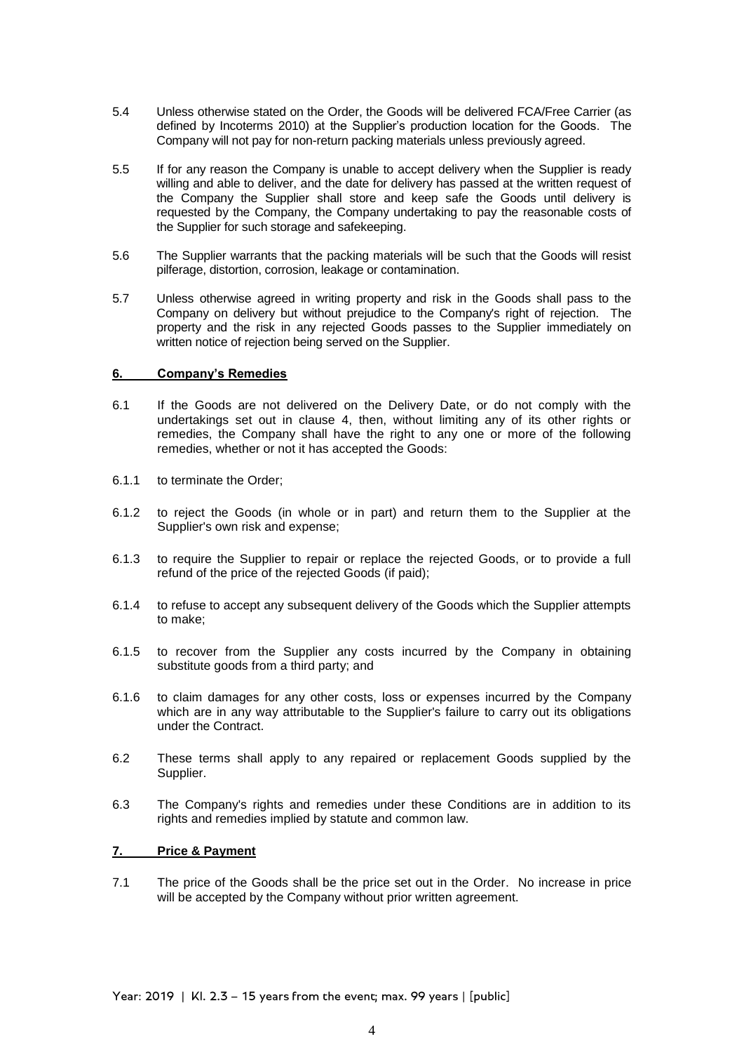5.4 Unless otherwise stated on the Order, the Goods will be delivered FCA/Free Carrier (as defined by Incoterms 2010) at the Supplier's production location for the Goods. The Company will not pay for non-return packing materials unless previously agreed.

5.5 If for any reason the Company is unable to accept delivery when the Supplier is ready willing and able to deliver, and the date for delivery has passed at the written request of the Company the Supplier shall store and keep safe the Goods until delivery is requested by the Company, the Company undertaking to pay the reasonable costs of the Supplier for such storage and safekeeping.

5.6 The Supplier warrants that the packing materials will be such that the Goods will resist pilferage, distortion, corrosion, leakage or contamination.

5.7 Unless otherwise agreed in writing property and risk in the Goods shall pass to the Company on delivery but without prejudice to the Company's right of rejection. The property and the risk in any rejected Goods passes to the Supplier immediately on written notice of rejection being served on the Supplier.

## 6. Company's Remedies

6.1 If the Goods are not delivered on the Delivery Date, or do not comply with the undertakings set out in clause 4, then, without limiting any of its other rights or remedies, the Company shall have the right to any one or more of the following remedies, whether or not it has accepted the Goods:

6.1.1 to terminate the Order;

6.1.2 to reject the Goods (in whole or in part) and return them to the Supplier at the Supplier's own risk and expense;

6.1.3 to require the Supplier to repair or replace the rejected Goods, or to provide a full refund of the price of the rejected Goods (if paid);

6.1.4 to refuse to accept any subsequent delivery of the Goods which the Supplier attempts to make;

6.1.5 to recover from the Supplier any costs incurred by the Company in obtaining substitute goods from a third party; and

6.1.6 to claim damages for any other costs, loss or expenses incurred by the Company which are in any way attributable to the Supplier's failure to carry out its obligations under the Contract.

6.2 These terms shall apply to any repaired or replacement Goods supplied by the Supplier.

6.3 The Company's rights and remedies under these Conditions are in addition to its rights and remedies implied by statute and common law.

## 7. Price & Payment

7.1 The price of the Goods shall be the price set out in the Order. No increase in price will be accepted by the Company without prior written agreement.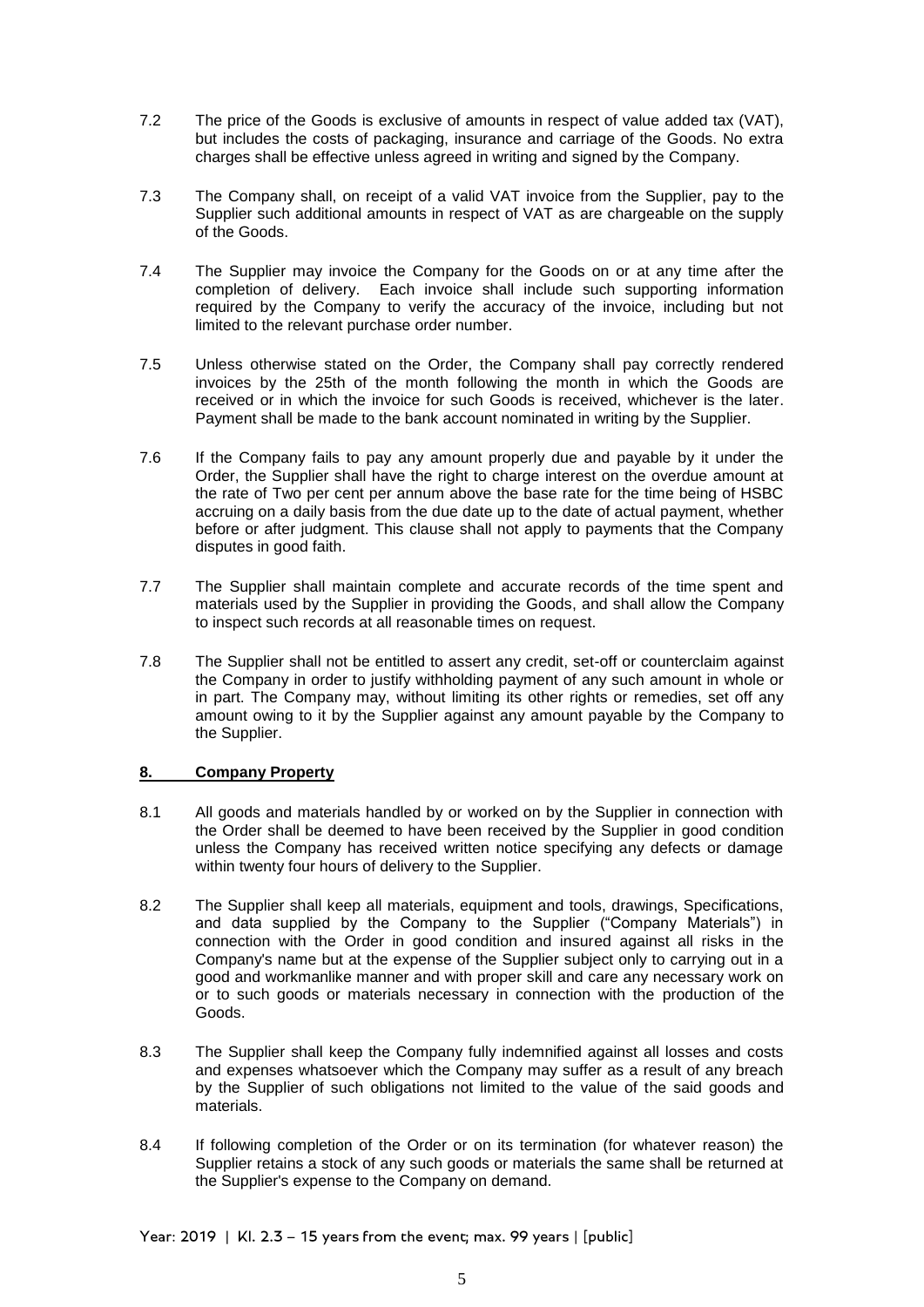7.2 The price of the Goods is exclusive of amounts in respect of value added tax (VAT), but includes the costs of packaging, insurance and carriage of the Goods. No extra charges shall be effective unless agreed in writing and signed by the Company.

7.3 The Company shall, on receipt of a valid VAT invoice from the Supplier, pay to the Supplier such additional amounts in respect of VAT as are chargeable on the supply of the Goods.

7.4 The Supplier may invoice the Company for the Goods on or at any time after the completion of delivery. Each invoice shall include such supporting information required by the Company to verify the accuracy of the invoice, including but not limited to the relevant purchase order number.

7.5 Unless otherwise stated on the Order, the Company shall pay correctly rendered invoices by the 25th of the month following the month in which the Goods are received or in which the invoice for such Goods is received, whichever is the later. Payment shall be made to the bank account nominated in writing by the Supplier.

7.6 If the Company fails to pay any amount properly due and payable by it under the Order, the Supplier shall have the right to charge interest on the overdue amount at the rate of Two per cent per annum above the base rate for the time being of HSBC accruing on a daily basis from the due date up to the date of actual payment, whether before or after judgment. This clause shall not apply to payments that the Company disputes in good faith.

7.7 The Supplier shall maintain complete and accurate records of the time spent and materials used by the Supplier in providing the Goods, and shall allow the Company to inspect such records at all reasonable times on request.

7.8 The Supplier shall not be entitled to assert any credit, set-off or counterclaim against the Company in order to justify withholding payment of any such amount in whole or in part. The Company may, without limiting its other rights or remedies, set off any amount owing to it by the Supplier against any amount payable by the Company to the Supplier.

## 8. Company Property

8.1 All goods and materials handled by or worked on by the Supplier in connection with the Order shall be deemed to have been received by the Supplier in good condition unless the Company has received written notice specifying any defects or damage within twenty four hours of delivery to the Supplier.

8.2 The Supplier shall keep all materials, equipment and tools, drawings, Specifications, and data supplied by the Company to the Supplier ("Company Materials") in connection with the Order in good condition and insured against all risks in the Company's name but at the expense of the Supplier subject only to carrying out in a good and workmanlike manner and with proper skill and care any necessary work on or to such goods or materials necessary in connection with the production of the Goods.

8.3 The Supplier shall keep the Company fully indemnified against all losses and costs and expenses whatsoever which the Company may suffer as a result of any breach by the Supplier of such obligations not limited to the value of the said goods and materials.

8.4 If following completion of the Order or on its termination (for whatever reason) the Supplier retains a stock of any such goods or materials the same shall be returned at the Supplier's expense to the Company on demand.

Year: 2019 | Kl. 2.3 – 15 years from the event; max. 99 years | [public]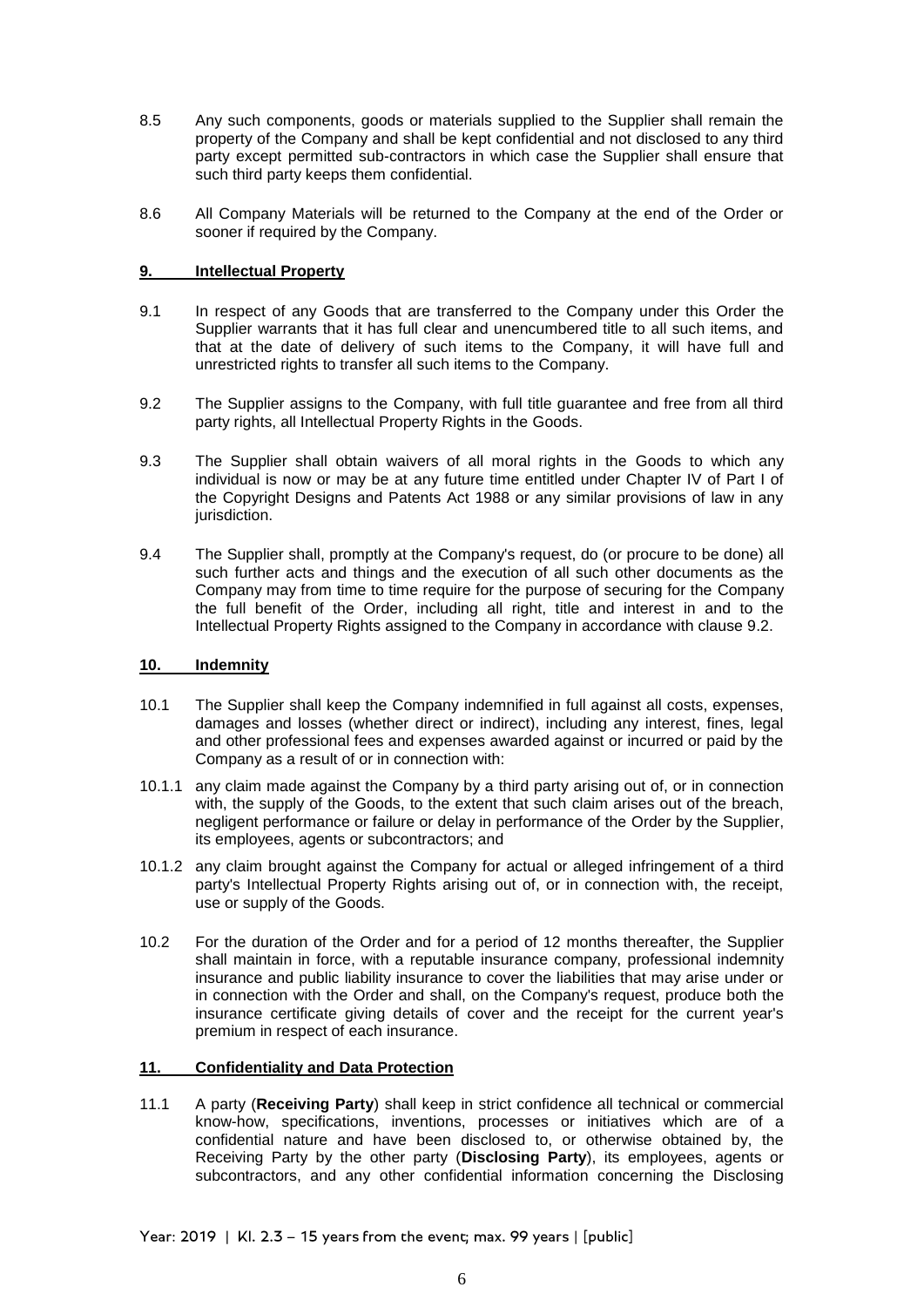8.5 Any such components, goods or materials supplied to the Supplier shall remain the property of the Company and shall be kept confidential and not disclosed to any third party except permitted sub-contractors in which case the Supplier shall ensure that such third party keeps them confidential.

8.6 All Company Materials will be returned to the Company at the end of the Order or sooner if required by the Company.

## 9. Intellectual Property

9.1 In respect of any Goods that are transferred to the Company under this Order the Supplier warrants that it has full clear and unencumbered title to all such items, and that at the date of delivery of such items to the Company, it will have full and unrestricted rights to transfer all such items to the Company.

9.2 The Supplier assigns to the Company, with full title guarantee and free from all third party rights, all Intellectual Property Rights in the Goods.

9.3 The Supplier shall obtain waivers of all moral rights in the Goods to which any individual is now or may be at any future time entitled under Chapter IV of Part I of the Copyright Designs and Patents Act 1988 or any similar provisions of law in any jurisdiction.

9.4 The Supplier shall, promptly at the Company's request, do (or procure to be done) all such further acts and things and the execution of all such other documents as the Company may from time to time require for the purpose of securing for the Company the full benefit of the Order, including all right, title and interest in and to the Intellectual Property Rights assigned to the Company in accordance with clause 9.2.

## 10. Indemnity

10.1 The Supplier shall keep the Company indemnified in full against all costs, expenses, damages and losses (whether direct or indirect), including any interest, fines, legal and other professional fees and expenses awarded against or incurred or paid by the Company as a result of or in connection with:

10.1.1 any claim made against the Company by a third party arising out of, or in connection with, the supply of the Goods, to the extent that such claim arises out of the breach, negligent performance or failure or delay in performance of the Order by the Supplier, its employees, agents or subcontractors; and

10.1.2 any claim brought against the Company for actual or alleged infringement of a third party's Intellectual Property Rights arising out of, or in connection with, the receipt, use or supply of the Goods.

10.2 For the duration of the Order and for a period of 12 months thereafter, the Supplier shall maintain in force, with a reputable insurance company, professional indemnity insurance and public liability insurance to cover the liabilities that may arise under or in connection with the Order and shall, on the Company's request, produce both the insurance certificate giving details of cover and the receipt for the current year's premium in respect of each insurance.

## 11. Confidentiality and Data Protection

11.1 A party (**Receiving Party**) shall keep in strict confidence all technical or commercial know-how, specifications, inventions, processes or initiatives which are of a confidential nature and have been disclosed to, or otherwise obtained by, the Receiving Party by the other party (**Disclosing Party**), its employees, agents or subcontractors, and any other confidential information concerning the Disclosing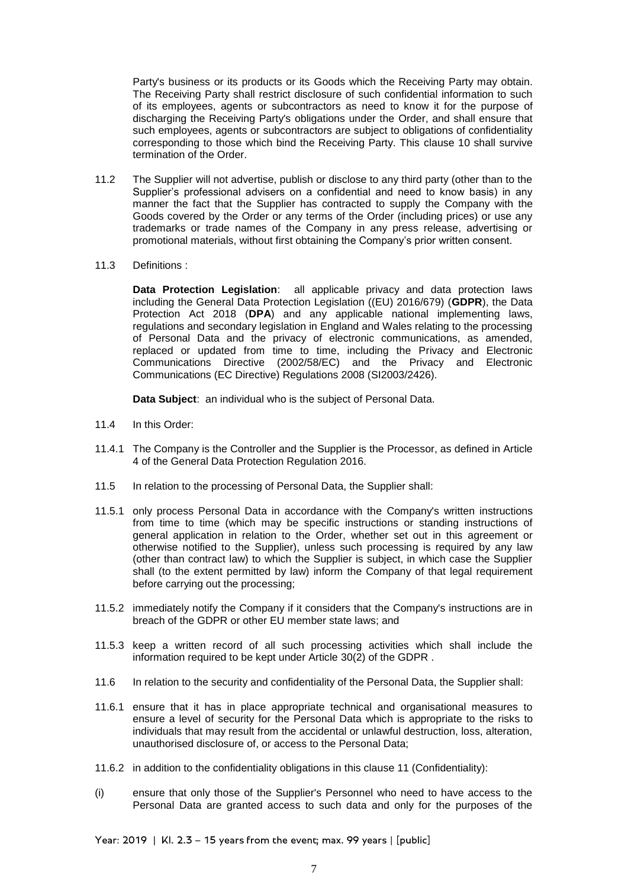Party's business or its products or its Goods which the Receiving Party may obtain. The Receiving Party shall restrict disclosure of such confidential information to such of its employees, agents or subcontractors as need to know it for the purpose of discharging the Receiving Party's obligations under the Order, and shall ensure that such employees, agents or subcontractors are subject to obligations of confidentiality corresponding to those which bind the Receiving Party. This clause 10 shall survive termination of the Order.

11.2 The Supplier will not advertise, publish or disclose to any third party (other than to the Supplier's professional advisers on a confidential and need to know basis) in any manner the fact that the Supplier has contracted to supply the Company with the Goods covered by the Order or any terms of the Order (including prices) or use any trademarks or trade names of the Company in any press release, advertising or promotional materials, without first obtaining the Company's prior written consent.

11.3 Definitions :

**Data Protection Legislation**: all applicable privacy and data protection laws including the General Data Protection Legislation ((EU) 2016/679) (**GDPR**), the Data Protection Act 2018 (**DPA**) and any applicable national implementing laws, regulations and secondary legislation in England and Wales relating to the processing of Personal Data and the privacy of electronic communications, as amended, replaced or updated from time to time, including the Privacy and Electronic Communications Directive (2002/58/EC) and the Privacy and Electronic Communications (EC Directive) Regulations 2008 (SI2003/2426).

**Data Subject**: an individual who is the subject of Personal Data.

11.4 In this Order:

11.4.1 The Company is the Controller and the Supplier is the Processor, as defined in Article 4 of the General Data Protection Regulation 2016.

11.5 In relation to the processing of Personal Data, the Supplier shall:

11.5.1 only process Personal Data in accordance with the Company's written instructions from time to time (which may be specific instructions or standing instructions of general application in relation to the Order, whether set out in this agreement or otherwise notified to the Supplier), unless such processing is required by any law (other than contract law) to which the Supplier is subject, in which case the Supplier shall (to the extent permitted by law) inform the Company of that legal requirement before carrying out the processing;

11.5.2 immediately notify the Company if it considers that the Company's instructions are in breach of the GDPR or other EU member state laws; and

11.5.3 keep a written record of all such processing activities which shall include the information required to be kept under Article 30(2) of the GDPR .

11.6 In relation to the security and confidentiality of the Personal Data, the Supplier shall:

11.6.1 ensure that it has in place appropriate technical and organisational measures to ensure a level of security for the Personal Data which is appropriate to the risks to individuals that may result from the accidental or unlawful destruction, loss, alteration, unauthorised disclosure of, or access to the Personal Data;

11.6.2 in addition to the confidentiality obligations in this clause 11 (Confidentiality):

(i) ensure that only those of the Supplier's Personnel who need to have access to the Personal Data are granted access to such data and only for the purposes of the

Year: 2019 | Kl. 2.3 – 15 years from the event; max. 99 years | [public]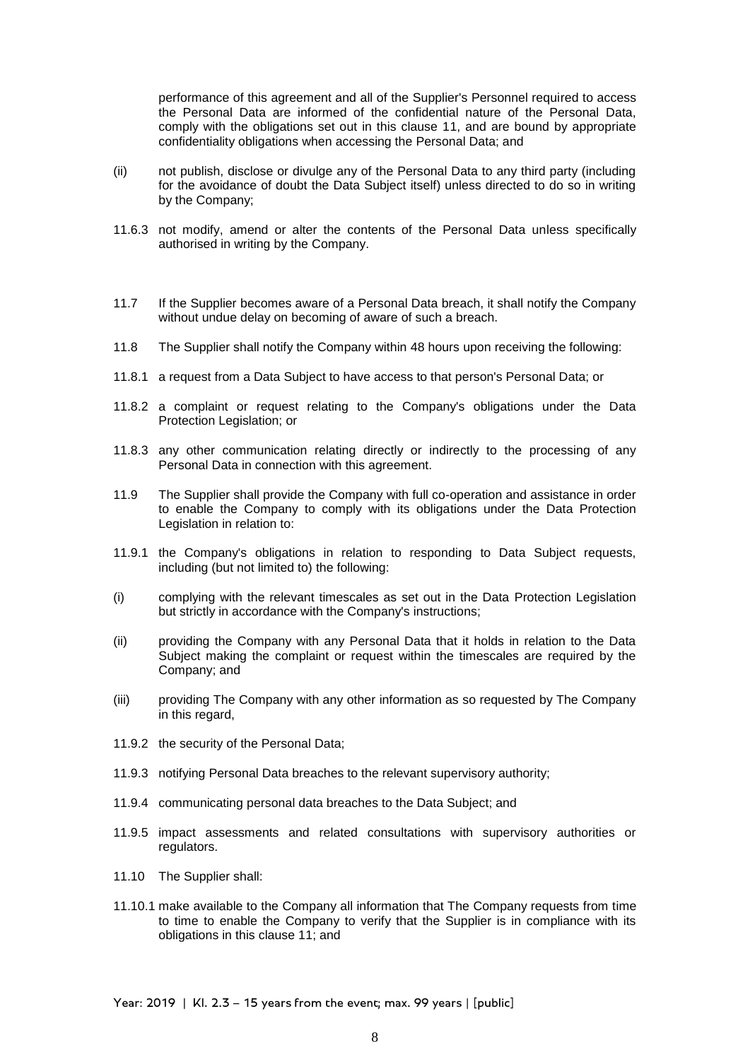performance of this agreement and all of the Supplier's Personnel required to access the Personal Data are informed of the confidential nature of the Personal Data, comply with the obligations set out in this clause 11, and are bound by appropriate confidentiality obligations when accessing the Personal Data; and

(ii) not publish, disclose or divulge any of the Personal Data to any third party (including for the avoidance of doubt the Data Subject itself) unless directed to do so in writing by the Company;

11.6.3 not modify, amend or alter the contents of the Personal Data unless specifically authorised in writing by the Company.

11.7 If the Supplier becomes aware of a Personal Data breach, it shall notify the Company without undue delay on becoming of aware of such a breach.

11.8 The Supplier shall notify the Company within 48 hours upon receiving the following:

11.8.1 a request from a Data Subject to have access to that person's Personal Data; or

11.8.2 a complaint or request relating to the Company's obligations under the Data Protection Legislation; or

11.8.3 any other communication relating directly or indirectly to the processing of any Personal Data in connection with this agreement.

11.9 The Supplier shall provide the Company with full co-operation and assistance in order to enable the Company to comply with its obligations under the Data Protection Legislation in relation to:

11.9.1 the Company's obligations in relation to responding to Data Subject requests, including (but not limited to) the following:

(i) complying with the relevant timescales as set out in the Data Protection Legislation but strictly in accordance with the Company's instructions;

(ii) providing the Company with any Personal Data that it holds in relation to the Data Subject making the complaint or request within the timescales are required by the Company; and

(iii) providing The Company with any other information as so requested by The Company in this regard,

11.9.2 the security of the Personal Data;

11.9.3 notifying Personal Data breaches to the relevant supervisory authority;

11.9.4 communicating personal data breaches to the Data Subject; and

11.9.5 impact assessments and related consultations with supervisory authorities or regulators.

11.10 The Supplier shall:

11.10.1 make available to the Company all information that The Company requests from time to time to enable the Company to verify that the Supplier is in compliance with its obligations in this clause 11; and

Year: 2019 | Kl. 2.3 – 15 years from the event; max. 99 years | [public]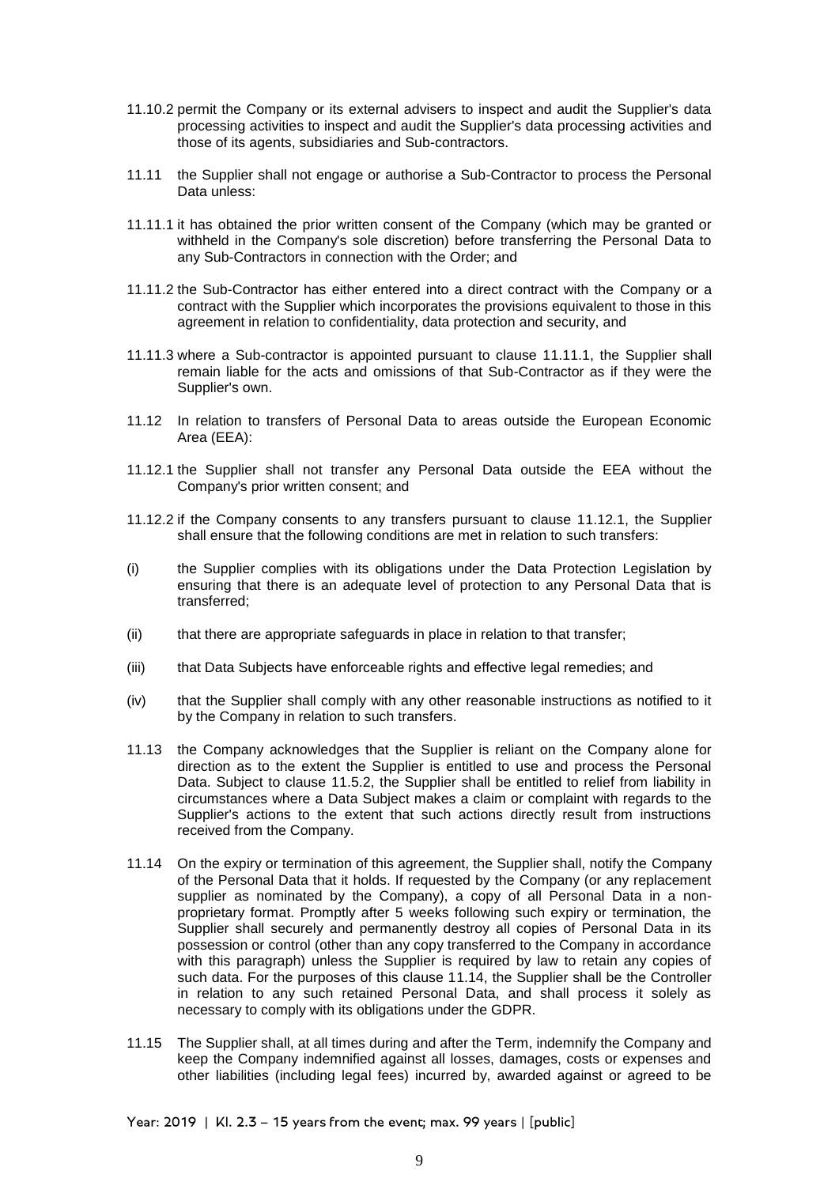11.10.2 permit the Company or its external advisers to inspect and audit the Supplier's data processing activities to inspect and audit the Supplier's data processing activities and those of its agents, subsidiaries and Sub-contractors.

11.11 the Supplier shall not engage or authorise a Sub-Contractor to process the Personal Data unless:

11.11.1 it has obtained the prior written consent of the Company (which may be granted or withheld in the Company's sole discretion) before transferring the Personal Data to any Sub-Contractors in connection with the Order; and

11.11.2 the Sub-Contractor has either entered into a direct contract with the Company or a contract with the Supplier which incorporates the provisions equivalent to those in this agreement in relation to confidentiality, data protection and security, and

11.11.3 where a Sub-contractor is appointed pursuant to clause 11.11.1, the Supplier shall remain liable for the acts and omissions of that Sub-Contractor as if they were the Supplier's own.

11.12 In relation to transfers of Personal Data to areas outside the European Economic Area (EEA):

11.12.1 the Supplier shall not transfer any Personal Data outside the EEA without the Company's prior written consent; and

11.12.2 if the Company consents to any transfers pursuant to clause 11.12.1, the Supplier shall ensure that the following conditions are met in relation to such transfers:

(i) the Supplier complies with its obligations under the Data Protection Legislation by ensuring that there is an adequate level of protection to any Personal Data that is transferred;

(ii) that there are appropriate safeguards in place in relation to that transfer;

(iii) that Data Subjects have enforceable rights and effective legal remedies; and

(iv) that the Supplier shall comply with any other reasonable instructions as notified to it by the Company in relation to such transfers.

11.13 the Company acknowledges that the Supplier is reliant on the Company alone for direction as to the extent the Supplier is entitled to use and process the Personal Data. Subject to clause 11.5.2, the Supplier shall be entitled to relief from liability in circumstances where a Data Subject makes a claim or complaint with regards to the Supplier's actions to the extent that such actions directly result from instructions received from the Company.

11.14 On the expiry or termination of this agreement, the Supplier shall, notify the Company of the Personal Data that it holds. If requested by the Company (or any replacement supplier as nominated by the Company), a copy of all Personal Data in a non-proprietary format. Promptly after 5 weeks following such expiry or termination, the Supplier shall securely and permanently destroy all copies of Personal Data in its possession or control (other than any copy transferred to the Company in accordance with this paragraph) unless the Supplier is required by law to retain any copies of such data. For the purposes of this clause 11.14, the Supplier shall be the Controller in relation to any such retained Personal Data, and shall process it solely as necessary to comply with its obligations under the GDPR.

11.15 The Supplier shall, at all times during and after the Term, indemnify the Company and keep the Company indemnified against all losses, damages, costs or expenses and other liabilities (including legal fees) incurred by, awarded against or agreed to be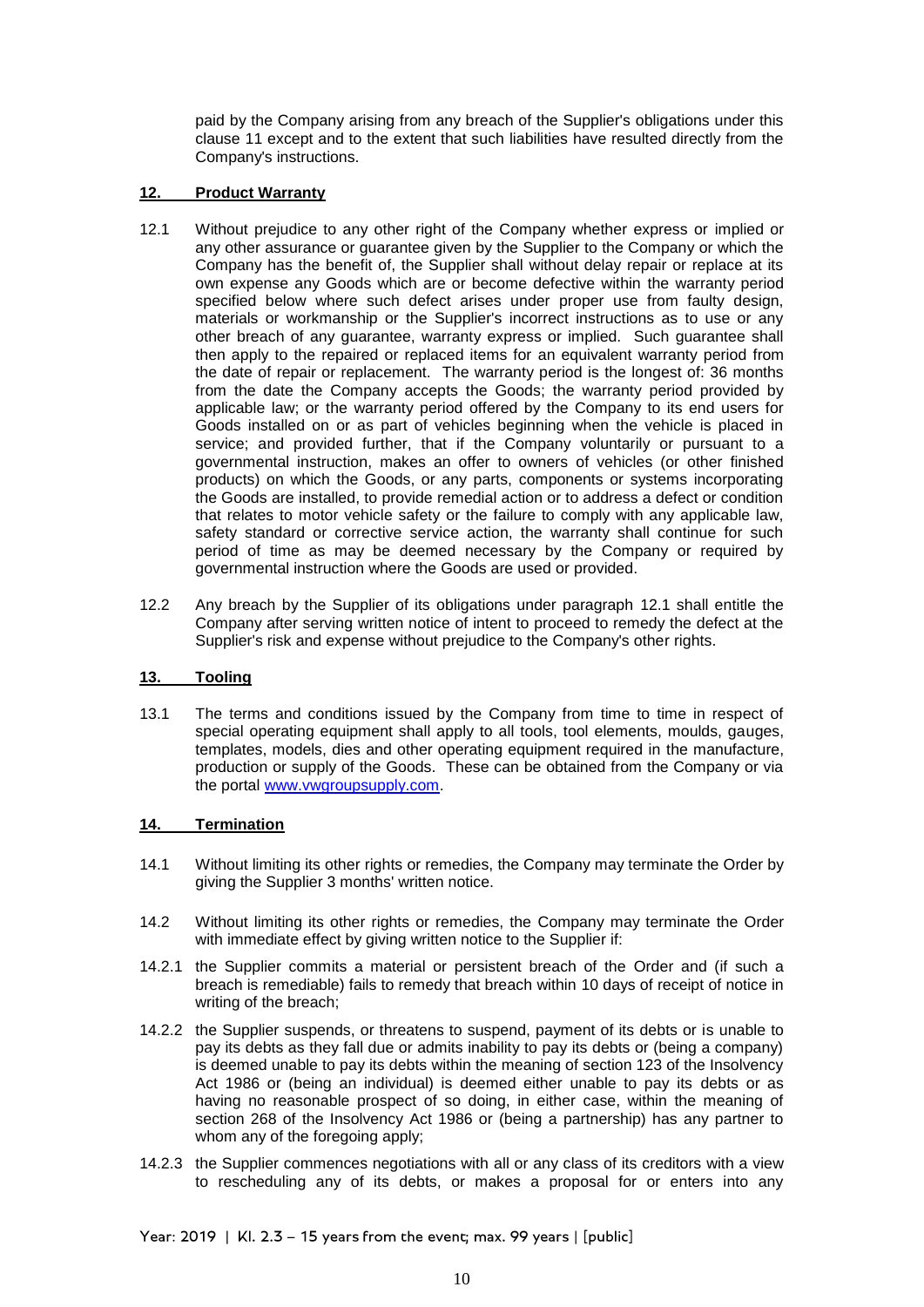paid by the Company arising from any breach of the Supplier's obligations under this clause 11 except and to the extent that such liabilities have resulted directly from the Company's instructions.

## 12. Product Warranty

12.1 Without prejudice to any other right of the Company whether express or implied or any other assurance or guarantee given by the Supplier to the Company or which the Company has the benefit of, the Supplier shall without delay repair or replace at its own expense any Goods which are or become defective within the warranty period specified below where such defect arises under proper use from faulty design, materials or workmanship or the Supplier's incorrect instructions as to use or any other breach of any guarantee, warranty express or implied. Such guarantee shall then apply to the repaired or replaced items for an equivalent warranty period from the date of repair or replacement. The warranty period is the longest of: 36 months from the date the Company accepts the Goods; the warranty period provided by applicable law; or the warranty period offered by the Company to its end users for Goods installed on or as part of vehicles beginning when the vehicle is placed in service; and provided further, that if the Company voluntarily or pursuant to a governmental instruction, makes an offer to owners of vehicles (or other finished products) on which the Goods, or any parts, components or systems incorporating the Goods are installed, to provide remedial action or to address a defect or condition that relates to motor vehicle safety or the failure to comply with any applicable law, safety standard or corrective service action, the warranty shall continue for such period of time as may be deemed necessary by the Company or required by governmental instruction where the Goods are used or provided.

12.2 Any breach by the Supplier of its obligations under paragraph 12.1 shall entitle the Company after serving written notice of intent to proceed to remedy the defect at the Supplier's risk and expense without prejudice to the Company's other rights.

## 13. Tooling

13.1 The terms and conditions issued by the Company from time to time in respect of special operating equipment shall apply to all tools, tool elements, moulds, gauges, templates, models, dies and other operating equipment required in the manufacture, production or supply of the Goods. These can be obtained from the Company or via the portal www.vwgroupsupply.com.

## 14. Termination

14.1 Without limiting its other rights or remedies, the Company may terminate the Order by giving the Supplier 3 months' written notice.

14.2 Without limiting its other rights or remedies, the Company may terminate the Order with immediate effect by giving written notice to the Supplier if:

14.2.1 the Supplier commits a material or persistent breach of the Order and (if such a breach is remediable) fails to remedy that breach within 10 days of receipt of notice in writing of the breach;

14.2.2 the Supplier suspends, or threatens to suspend, payment of its debts or is unable to pay its debts as they fall due or admits inability to pay its debts or (being a company) is deemed unable to pay its debts within the meaning of section 123 of the Insolvency Act 1986 or (being an individual) is deemed either unable to pay its debts or as having no reasonable prospect of so doing, in either case, within the meaning of section 268 of the Insolvency Act 1986 or (being a partnership) has any partner to whom any of the foregoing apply;

14.2.3 the Supplier commences negotiations with all or any class of its creditors with a view to rescheduling any of its debts, or makes a proposal for or enters into any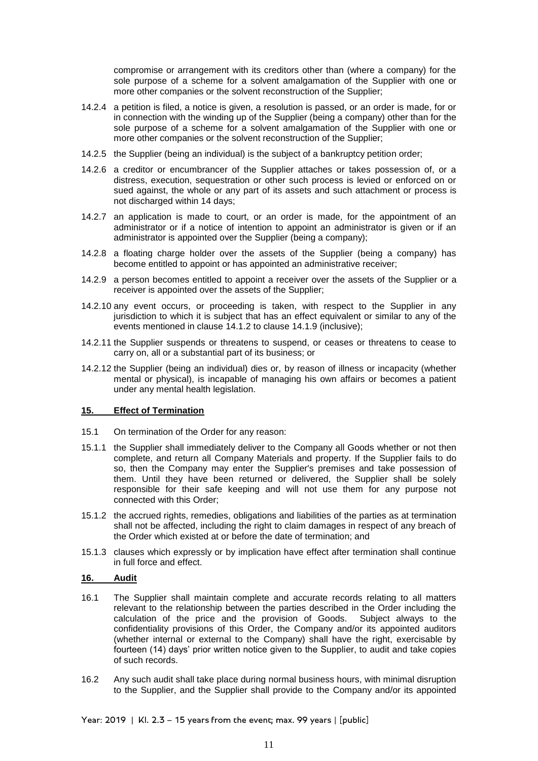compromise or arrangement with its creditors other than (where a company) for the sole purpose of a scheme for a solvent amalgamation of the Supplier with one or more other companies or the solvent reconstruction of the Supplier;

14.2.4 a petition is filed, a notice is given, a resolution is passed, or an order is made, for or in connection with the winding up of the Supplier (being a company) other than for the sole purpose of a scheme for a solvent amalgamation of the Supplier with one or more other companies or the solvent reconstruction of the Supplier;

14.2.5 the Supplier (being an individual) is the subject of a bankruptcy petition order;

14.2.6 a creditor or encumbrancer of the Supplier attaches or takes possession of, or a distress, execution, sequestration or other such process is levied or enforced on or sued against, the whole or any part of its assets and such attachment or process is not discharged within 14 days;

14.2.7 an application is made to court, or an order is made, for the appointment of an administrator or if a notice of intention to appoint an administrator is given or if an administrator is appointed over the Supplier (being a company);

14.2.8 a floating charge holder over the assets of the Supplier (being a company) has become entitled to appoint or has appointed an administrative receiver;

14.2.9 a person becomes entitled to appoint a receiver over the assets of the Supplier or a receiver is appointed over the assets of the Supplier;

14.2.10 any event occurs, or proceeding is taken, with respect to the Supplier in any jurisdiction to which it is subject that has an effect equivalent or similar to any of the events mentioned in clause 14.1.2 to clause 14.1.9 (inclusive);

14.2.11 the Supplier suspends or threatens to suspend, or ceases or threatens to cease to carry on, all or a substantial part of its business; or

14.2.12 the Supplier (being an individual) dies or, by reason of illness or incapacity (whether mental or physical), is incapable of managing his own affairs or becomes a patient under any mental health legislation.

## 15. Effect of Termination

15.1 On termination of the Order for any reason:

15.1.1 the Supplier shall immediately deliver to the Company all Goods whether or not then complete, and return all Company Materials and property. If the Supplier fails to do so, then the Company may enter the Supplier's premises and take possession of them. Until they have been returned or delivered, the Supplier shall be solely responsible for their safe keeping and will not use them for any purpose not connected with this Order;

15.1.2 the accrued rights, remedies, obligations and liabilities of the parties as at termination shall not be affected, including the right to claim damages in respect of any breach of the Order which existed at or before the date of termination; and

15.1.3 clauses which expressly or by implication have effect after termination shall continue in full force and effect.

## 16. Audit

16.1 The Supplier shall maintain complete and accurate records relating to all matters relevant to the relationship between the parties described in the Order including the calculation of the price and the provision of Goods. Subject always to the confidentiality provisions of this Order, the Company and/or its appointed auditors (whether internal or external to the Company) shall have the right, exercisable by fourteen (14) days' prior written notice given to the Supplier, to audit and take copies of such records.

16.2 Any such audit shall take place during normal business hours, with minimal disruption to the Supplier, and the Supplier shall provide to the Company and/or its appointed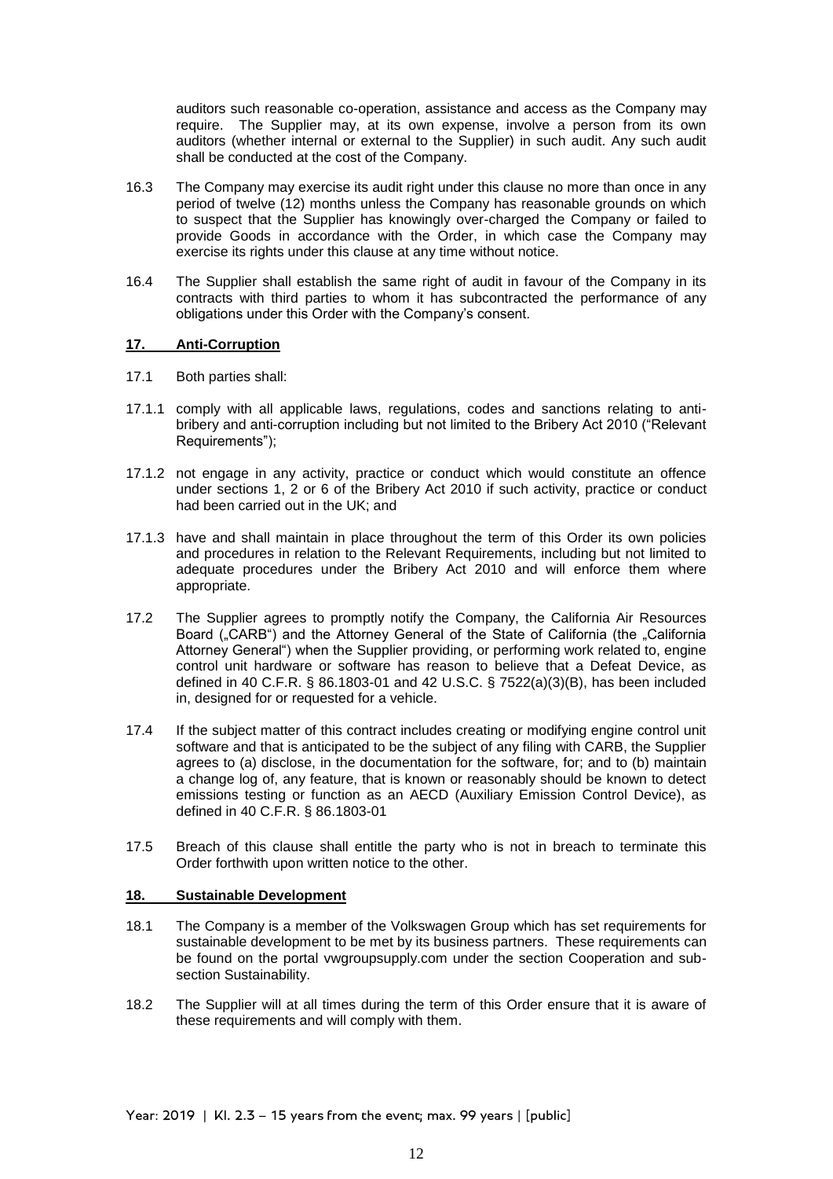auditors such reasonable co-operation, assistance and access as the Company may require. The Supplier may, at its own expense, involve a person from its own auditors (whether internal or external to the Supplier) in such audit. Any such audit shall be conducted at the cost of the Company.

16.3 The Company may exercise its audit right under this clause no more than once in any period of twelve (12) months unless the Company has reasonable grounds on which to suspect that the Supplier has knowingly over-charged the Company or failed to provide Goods in accordance with the Order, in which case the Company may exercise its rights under this clause at any time without notice.

16.4 The Supplier shall establish the same right of audit in favour of the Company in its contracts with third parties to whom it has subcontracted the performance of any obligations under this Order with the Company's consent.

## 17. Anti-Corruption

17.1 Both parties shall:

17.1.1 comply with all applicable laws, regulations, codes and sanctions relating to anti-bribery and anti-corruption including but not limited to the Bribery Act 2010 ("Relevant Requirements");

17.1.2 not engage in any activity, practice or conduct which would constitute an offence under sections 1, 2 or 6 of the Bribery Act 2010 if such activity, practice or conduct had been carried out in the UK; and

17.1.3 have and shall maintain in place throughout the term of this Order its own policies and procedures in relation to the Relevant Requirements, including but not limited to adequate procedures under the Bribery Act 2010 and will enforce them where appropriate.

17.2 The Supplier agrees to promptly notify the Company, the California Air Resources Board („CARB") and the Attorney General of the State of California (the „California Attorney General") when the Supplier providing, or performing work related to, engine control unit hardware or software has reason to believe that a Defeat Device, as defined in 40 C.F.R. § 86.1803-01 and 42 U.S.C. § 7522(a)(3)(B), has been included in, designed for or requested for a vehicle.

17.4 If the subject matter of this contract includes creating or modifying engine control unit software and that is anticipated to be the subject of any filing with CARB, the Supplier agrees to (a) disclose, in the documentation for the software, for; and to (b) maintain a change log of, any feature, that is known or reasonably should be known to detect emissions testing or function as an AECD (Auxiliary Emission Control Device), as defined in 40 C.F.R. § 86.1803-01

17.5 Breach of this clause shall entitle the party who is not in breach to terminate this Order forthwith upon written notice to the other.

## 18. Sustainable Development

18.1 The Company is a member of the Volkswagen Group which has set requirements for sustainable development to be met by its business partners. These requirements can be found on the portal vwgroupsupply.com under the section Cooperation and sub-section Sustainability.

18.2 The Supplier will at all times during the term of this Order ensure that it is aware of these requirements and will comply with them.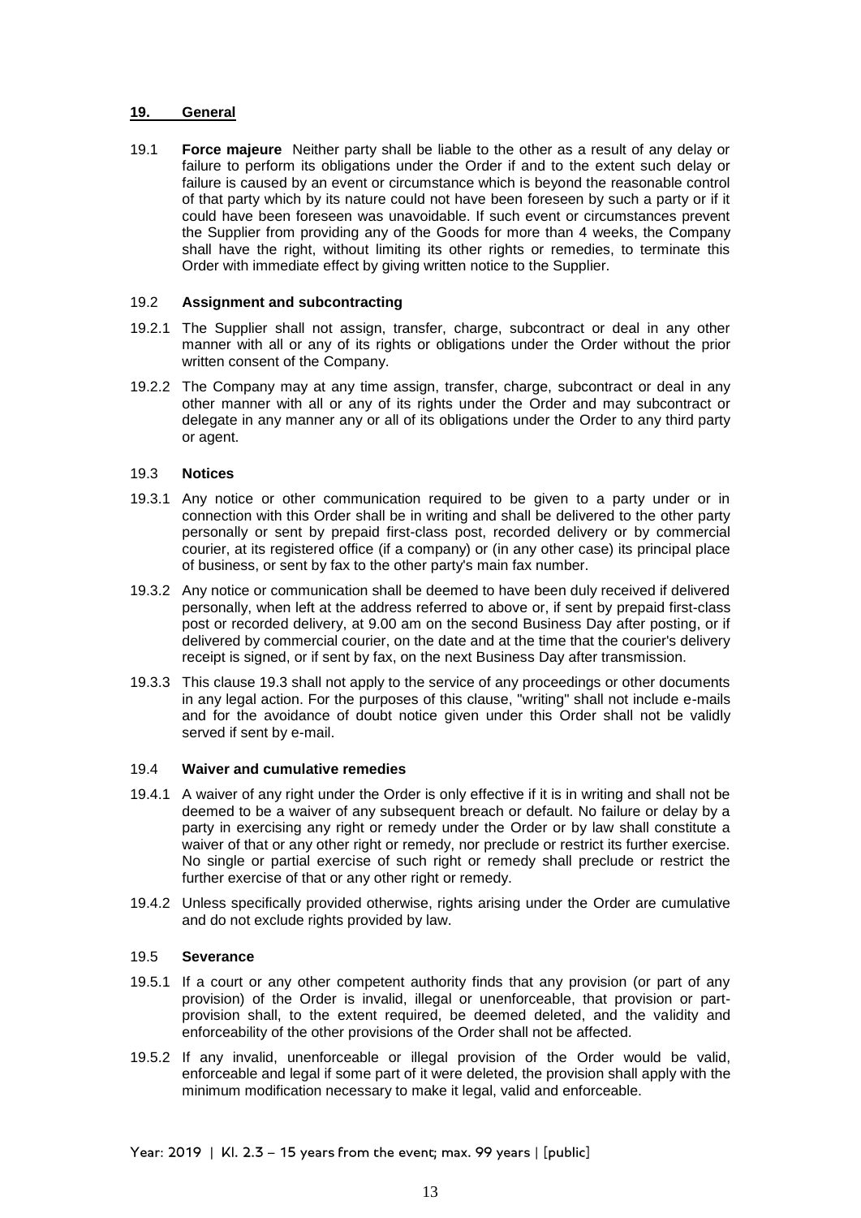## 19. General

19.1 **Force majeure** Neither party shall be liable to the other as a result of any delay or failure to perform its obligations under the Order if and to the extent such delay or failure is caused by an event or circumstance which is beyond the reasonable control of that party which by its nature could not have been foreseen by such a party or if it could have been foreseen was unavoidable. If such event or circumstances prevent the Supplier from providing any of the Goods for more than 4 weeks, the Company shall have the right, without limiting its other rights or remedies, to terminate this Order with immediate effect by giving written notice to the Supplier.

### 19.2 Assignment and subcontracting

19.2.1 The Supplier shall not assign, transfer, charge, subcontract or deal in any other manner with all or any of its rights or obligations under the Order without the prior written consent of the Company.

19.2.2 The Company may at any time assign, transfer, charge, subcontract or deal in any other manner with all or any of its rights under the Order and may subcontract or delegate in any manner any or all of its obligations under the Order to any third party or agent.

### 19.3 Notices

19.3.1 Any notice or other communication required to be given to a party under or in connection with this Order shall be in writing and shall be delivered to the other party personally or sent by prepaid first-class post, recorded delivery or by commercial courier, at its registered office (if a company) or (in any other case) its principal place of business, or sent by fax to the other party's main fax number.

19.3.2 Any notice or communication shall be deemed to have been duly received if delivered personally, when left at the address referred to above or, if sent by prepaid first-class post or recorded delivery, at 9.00 am on the second Business Day after posting, or if delivered by commercial courier, on the date and at the time that the courier's delivery receipt is signed, or if sent by fax, on the next Business Day after transmission.

19.3.3 This clause 19.3 shall not apply to the service of any proceedings or other documents in any legal action. For the purposes of this clause, "writing" shall not include e-mails and for the avoidance of doubt notice given under this Order shall not be validly served if sent by e-mail.

### 19.4 Waiver and cumulative remedies

19.4.1 A waiver of any right under the Order is only effective if it is in writing and shall not be deemed to be a waiver of any subsequent breach or default. No failure or delay by a party in exercising any right or remedy under the Order or by law shall constitute a waiver of that or any other right or remedy, nor preclude or restrict its further exercise. No single or partial exercise of such right or remedy shall preclude or restrict the further exercise of that or any other right or remedy.

19.4.2 Unless specifically provided otherwise, rights arising under the Order are cumulative and do not exclude rights provided by law.

### 19.5 Severance

19.5.1 If a court or any other competent authority finds that any provision (or part of any provision) of the Order is invalid, illegal or unenforceable, that provision or part-provision shall, to the extent required, be deemed deleted, and the validity and enforceability of the other provisions of the Order shall not be affected.

19.5.2 If any invalid, unenforceable or illegal provision of the Order would be valid, enforceable and legal if some part of it were deleted, the provision shall apply with the minimum modification necessary to make it legal, valid and enforceable.

Year: 2019 | Kl. 2.3 – 15 years from the event; max. 99 years | [public]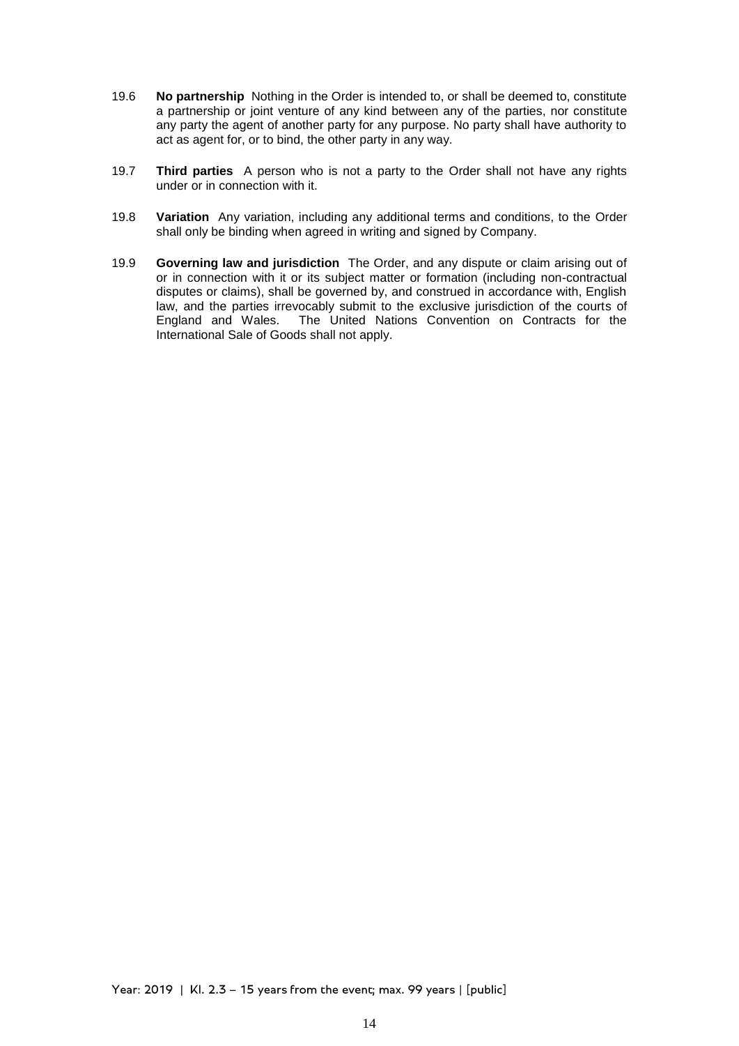19.6 **No partnership** Nothing in the Order is intended to, or shall be deemed to, constitute a partnership or joint venture of any kind between any of the parties, nor constitute any party the agent of another party for any purpose. No party shall have authority to act as agent for, or to bind, the other party in any way.

19.7 **Third parties** A person who is not a party to the Order shall not have any rights under or in connection with it.

19.8 **Variation** Any variation, including any additional terms and conditions, to the Order shall only be binding when agreed in writing and signed by Company.

19.9 **Governing law and jurisdiction** The Order, and any dispute or claim arising out of or in connection with it or its subject matter or formation (including non-contractual disputes or claims), shall be governed by, and construed in accordance with, English law, and the parties irrevocably submit to the exclusive jurisdiction of the courts of England and Wales. The United Nations Convention on Contracts for the International Sale of Goods shall not apply.

Year: 2019 | Kl. 2.3 – 15 years from the event; max. 99 years | [public]